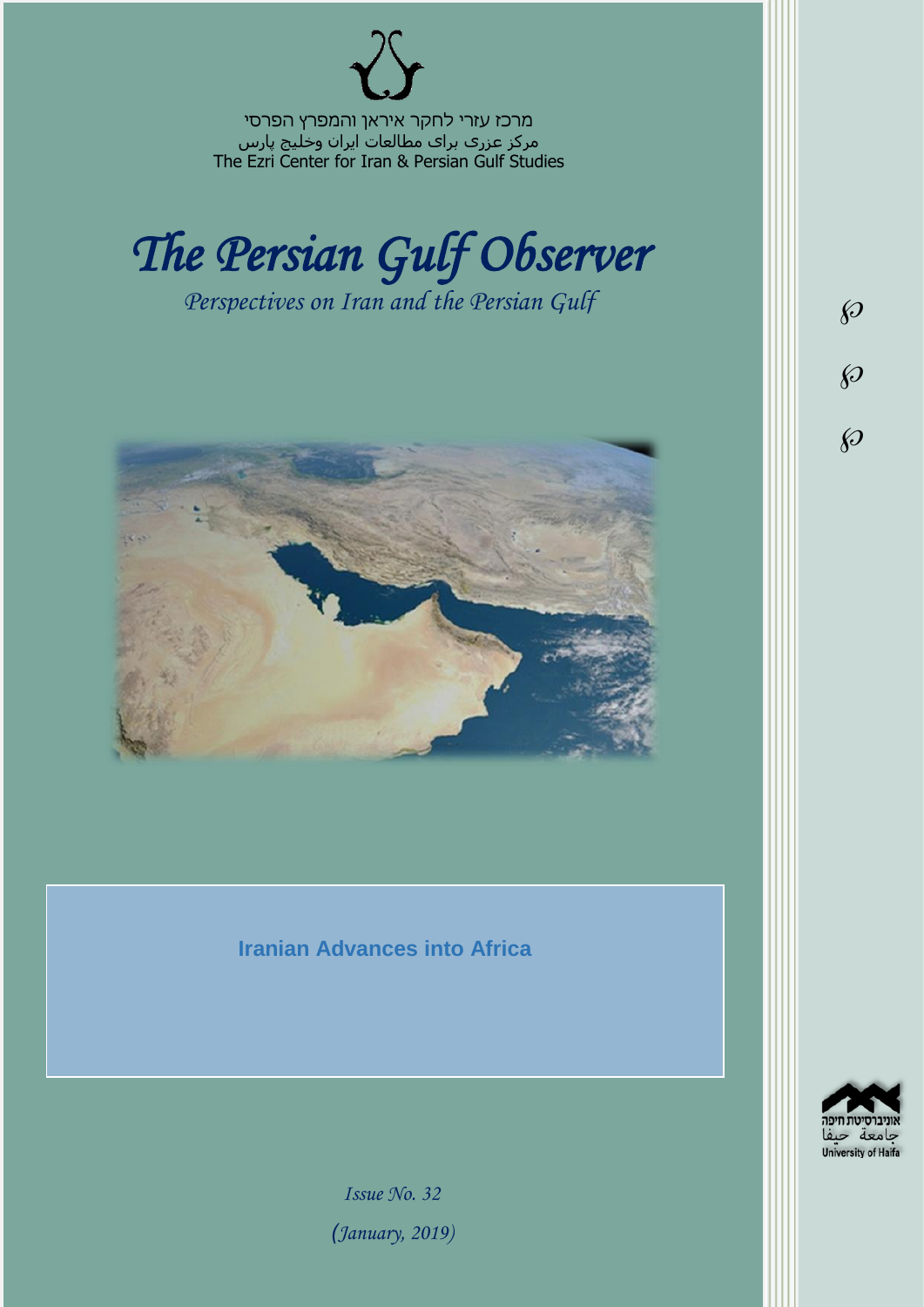מרכז עזרי לחקר איראן והמפרץ הפרסי

مرکز عزری برای مطالعات ایران وخلیج پارس

The Ezri Center for Iran & Persian Gulf Studies

# *The Persian Gulf Observer*

*Perspectives on Iran and the Persian Gulf*

## Iranian Advances into Africa

*Issue No. 32*

*(January, 2019)*

אוניברסיטת חיפה

جامعة حيفا

University of Haifa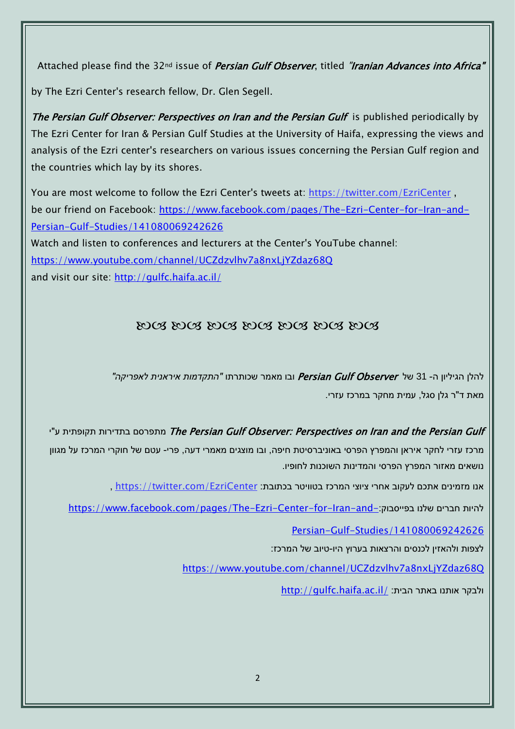Attached please find the 32nd issue of *Persian Gulf Observer*, titled *"Iranian Advances into Africa"*

by The Ezri Center's research fellow, Dr. Glen Segell.

*The Persian Gulf Observer: Perspectives on Iran and the Persian Gulf* is published periodically by The Ezri Center for Iran & Persian Gulf Studies at the University of Haifa, expressing the views and analysis of the Ezri center's researchers on various issues concerning the Persian Gulf region and the countries which lay by its shores.

You are most welcome to follow the Ezri Center's tweets at: https://twitter.com/EzriCenter ,
be our friend on Facebook: https://www.facebook.com/pages/The-Ezri-Center-for-Iran-and-Persian-Gulf-Studies/141080069242626
Watch and listen to conferences and lecturers at the Center's YouTube channel:
https://www.youtube.com/channel/UCZdzvlhv7a8nxLjYZdaz68Q
and visit our site: http://gulfc.haifa.ac.il/

ᘓᘐ ᘓᘐ ᘓᘐ ᘓᘐ ᘓᘐ ᘓᘐ ᘓᘐ

להלן הגיליון ה- 31 של ***Persian Gulf Observer*** ובו מאמר שכותרתו *"התקדמות איראנית לאפריקה"*
מאת ד"ר גלן סגל, עמית מחקר במרכז עזרי.

*The Persian Gulf Observer: Perspectives on Iran and the Persian Gulf* מתפרסם בתדירות תקופתית ע"י מרכז עזרי לחקר איראן והמפרץ הפרסי באוניברסיטת חיפה, ובו מוצגים מאמרי דעה, פרי- עטם של חוקרי המרכז על מגוון נושאים מאזור המפרץ הפרסי והמדינות השוכנות לחופיו.

אנו מזמינים אתכם לעקוב אחרי ציוצי המרכז בטוויטר בכתובת: https://twitter.com/EzriCenter ,

להיות חברים שלנו בפייסבוק: https://www.facebook.com/pages/The-Ezri-Center-for-Iran-and-Persian-Gulf-Studies/141080069242626

לצפות ולהאזין לכנסים והרצאות בערוץ היו-טיוב של המרכז:

https://www.youtube.com/channel/UCZdzvlhv7a8nxLjYZdaz68Q

ולבקר אותנו באתר הבית: http://gulfc.haifa.ac.il/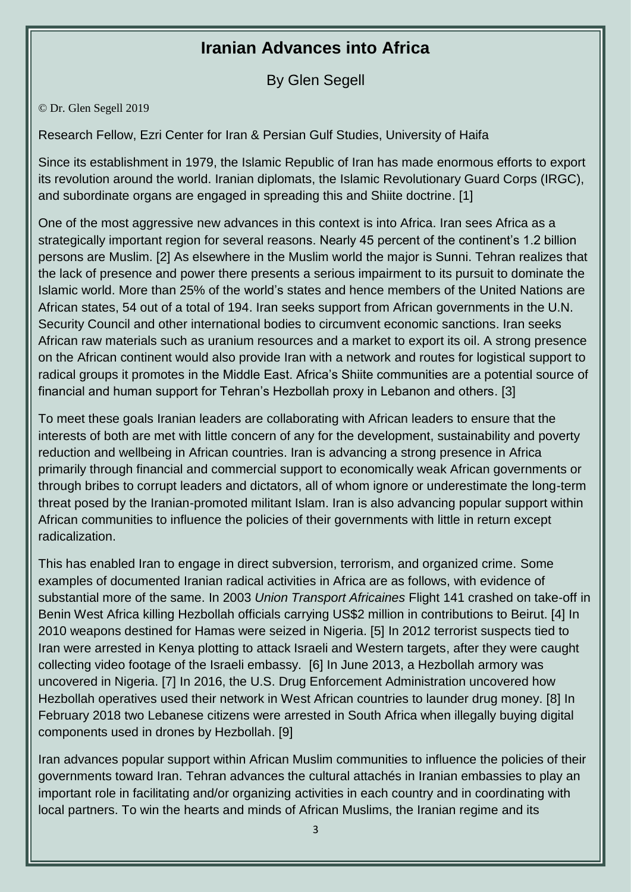# Iranian Advances into Africa

By Glen Segell

© Dr. Glen Segell 2019

Research Fellow, Ezri Center for Iran & Persian Gulf Studies, University of Haifa

Since its establishment in 1979, the Islamic Republic of Iran has made enormous efforts to export its revolution around the world. Iranian diplomats, the Islamic Revolutionary Guard Corps (IRGC), and subordinate organs are engaged in spreading this and Shiite doctrine. [1]

One of the most aggressive new advances in this context is into Africa. Iran sees Africa as a strategically important region for several reasons. Nearly 45 percent of the continent's 1.2 billion persons are Muslim. [2] As elsewhere in the Muslim world the major is Sunni. Tehran realizes that the lack of presence and power there presents a serious impairment to its pursuit to dominate the Islamic world. More than 25% of the world's states and hence members of the United Nations are African states, 54 out of a total of 194. Iran seeks support from African governments in the U.N. Security Council and other international bodies to circumvent economic sanctions. Iran seeks African raw materials such as uranium resources and a market to export its oil. A strong presence on the African continent would also provide Iran with a network and routes for logistical support to radical groups it promotes in the Middle East. Africa's Shiite communities are a potential source of financial and human support for Tehran's Hezbollah proxy in Lebanon and others. [3]

To meet these goals Iranian leaders are collaborating with African leaders to ensure that the interests of both are met with little concern of any for the development, sustainability and poverty reduction and wellbeing in African countries. Iran is advancing a strong presence in Africa primarily through financial and commercial support to economically weak African governments or through bribes to corrupt leaders and dictators, all of whom ignore or underestimate the long-term threat posed by the Iranian-promoted militant Islam. Iran is also advancing popular support within African communities to influence the policies of their governments with little in return except radicalization.

This has enabled Iran to engage in direct subversion, terrorism, and organized crime. Some examples of documented Iranian radical activities in Africa are as follows, with evidence of substantial more of the same. In 2003 *Union Transport Africaines* Flight 141 crashed on take-off in Benin West Africa killing Hezbollah officials carrying US$2 million in contributions to Beirut. [4] In 2010 weapons destined for Hamas were seized in Nigeria. [5] In 2012 terrorist suspects tied to Iran were arrested in Kenya plotting to attack Israeli and Western targets, after they were caught collecting video footage of the Israeli embassy. [6] In June 2013, a Hezbollah armory was uncovered in Nigeria. [7] In 2016, the U.S. Drug Enforcement Administration uncovered how Hezbollah operatives used their network in West African countries to launder drug money. [8] In February 2018 two Lebanese citizens were arrested in South Africa when illegally buying digital components used in drones by Hezbollah. [9]

Iran advances popular support within African Muslim communities to influence the policies of their governments toward Iran. Tehran advances the cultural attachés in Iranian embassies to play an important role in facilitating and/or organizing activities in each country and in coordinating with local partners. To win the hearts and minds of African Muslims, the Iranian regime and its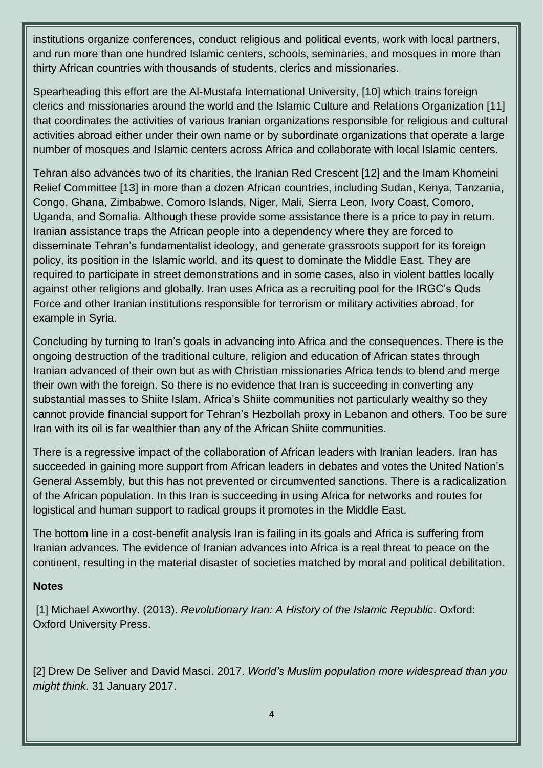institutions organize conferences, conduct religious and political events, work with local partners, and run more than one hundred Islamic centers, schools, seminaries, and mosques in more than thirty African countries with thousands of students, clerics and missionaries.

Spearheading this effort are the Al-Mustafa International University, [10] which trains foreign clerics and missionaries around the world and the Islamic Culture and Relations Organization [11] that coordinates the activities of various Iranian organizations responsible for religious and cultural activities abroad either under their own name or by subordinate organizations that operate a large number of mosques and Islamic centers across Africa and collaborate with local Islamic centers.

Tehran also advances two of its charities, the Iranian Red Crescent [12] and the Imam Khomeini Relief Committee [13] in more than a dozen African countries, including Sudan, Kenya, Tanzania, Congo, Ghana, Zimbabwe, Comoro Islands, Niger, Mali, Sierra Leon, Ivory Coast, Comoro, Uganda, and Somalia. Although these provide some assistance there is a price to pay in return. Iranian assistance traps the African people into a dependency where they are forced to disseminate Tehran's fundamentalist ideology, and generate grassroots support for its foreign policy, its position in the Islamic world, and its quest to dominate the Middle East. They are required to participate in street demonstrations and in some cases, also in violent battles locally against other religions and globally. Iran uses Africa as a recruiting pool for the IRGC's Quds Force and other Iranian institutions responsible for terrorism or military activities abroad, for example in Syria.

Concluding by turning to Iran's goals in advancing into Africa and the consequences. There is the ongoing destruction of the traditional culture, religion and education of African states through Iranian advanced of their own but as with Christian missionaries Africa tends to blend and merge their own with the foreign. So there is no evidence that Iran is succeeding in converting any substantial masses to Shiite Islam. Africa's Shiite communities not particularly wealthy so they cannot provide financial support for Tehran's Hezbollah proxy in Lebanon and others. Too be sure Iran with its oil is far wealthier than any of the African Shiite communities.

There is a regressive impact of the collaboration of African leaders with Iranian leaders. Iran has succeeded in gaining more support from African leaders in debates and votes the United Nation's General Assembly, but this has not prevented or circumvented sanctions. There is a radicalization of the African population. In this Iran is succeeding in using Africa for networks and routes for logistical and human support to radical groups it promotes in the Middle East.

The bottom line in a cost-benefit analysis Iran is failing in its goals and Africa is suffering from Iranian advances. The evidence of Iranian advances into Africa is a real threat to peace on the continent, resulting in the material disaster of societies matched by moral and political debilitation.

**Notes**

[1] Michael Axworthy. (2013). *Revolutionary Iran: A History of the Islamic Republic*. Oxford: Oxford University Press.

[2] Drew De Seliver and David Masci. 2017. *World's Muslim population more widespread than you might think*. 31 January 2017.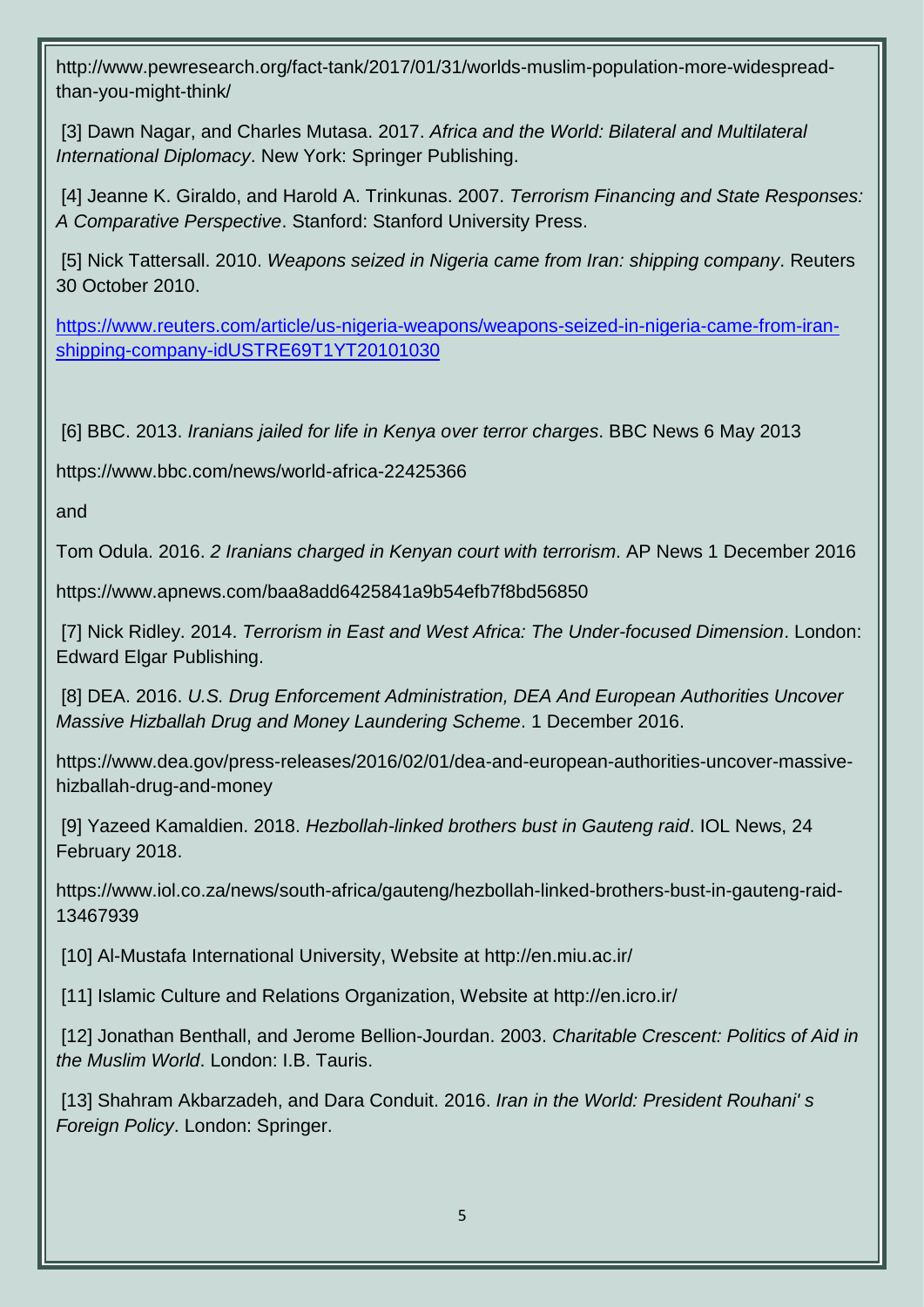http://www.pewresearch.org/fact-tank/2017/01/31/worlds-muslim-population-more-widespread-than-you-might-think/

[3] Dawn Nagar, and Charles Mutasa. 2017. *Africa and the World: Bilateral and Multilateral International Diplomacy*. New York: Springer Publishing.

[4] Jeanne K. Giraldo, and Harold A. Trinkunas. 2007. *Terrorism Financing and State Responses: A Comparative Perspective*. Stanford: Stanford University Press.

[5] Nick Tattersall. 2010. *Weapons seized in Nigeria came from Iran: shipping company*. Reuters 30 October 2010.

https://www.reuters.com/article/us-nigeria-weapons/weapons-seized-in-nigeria-came-from-iran-shipping-company-idUSTRE69T1YT20101030

[6] BBC. 2013. *Iranians jailed for life in Kenya over terror charges*. BBC News 6 May 2013

https://www.bbc.com/news/world-africa-22425366

and

Tom Odula. 2016. *2 Iranians charged in Kenyan court with terrorism*. AP News 1 December 2016

https://www.apnews.com/baa8add6425841a9b54efb7f8bd56850

[7] Nick Ridley. 2014. *Terrorism in East and West Africa: The Under-focused Dimension*. London: Edward Elgar Publishing.

[8] DEA. 2016. *U.S. Drug Enforcement Administration, DEA And European Authorities Uncover Massive Hizballah Drug and Money Laundering Scheme*. 1 December 2016.

https://www.dea.gov/press-releases/2016/02/01/dea-and-european-authorities-uncover-massive-hizballah-drug-and-money

[9] Yazeed Kamaldien. 2018. *Hezbollah-linked brothers bust in Gauteng raid*. IOL News, 24 February 2018.

https://www.iol.co.za/news/south-africa/gauteng/hezbollah-linked-brothers-bust-in-gauteng-raid-13467939

[10] Al-Mustafa International University, Website at http://en.miu.ac.ir/

[11] Islamic Culture and Relations Organization, Website at http://en.icro.ir/

[12] Jonathan Benthall, and Jerome Bellion-Jourdan. 2003. *Charitable Crescent: Politics of Aid in the Muslim World*. London: I.B. Tauris.

[13] Shahram Akbarzadeh, and Dara Conduit. 2016. *Iran in the World: President Rouhani' s Foreign Policy*. London: Springer.